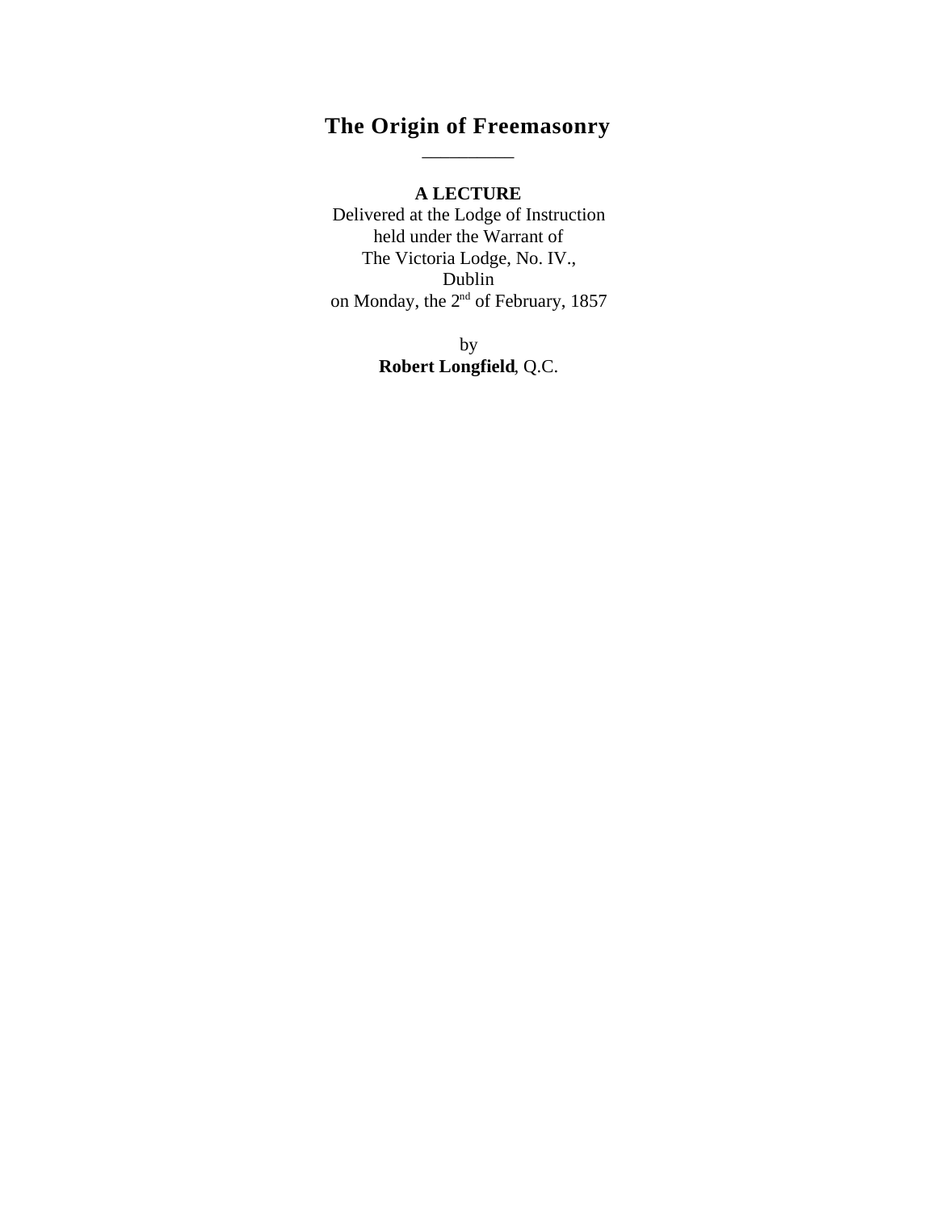# The Origin of Freemasonry

---

**A LECTURE**

Delivered at the Lodge of Instruction
held under the Warrant of
The Victoria Lodge, No. IV.,
Dublin
on Monday, the 2nd of February, 1857

by
**Robert Longfield**, Q.C.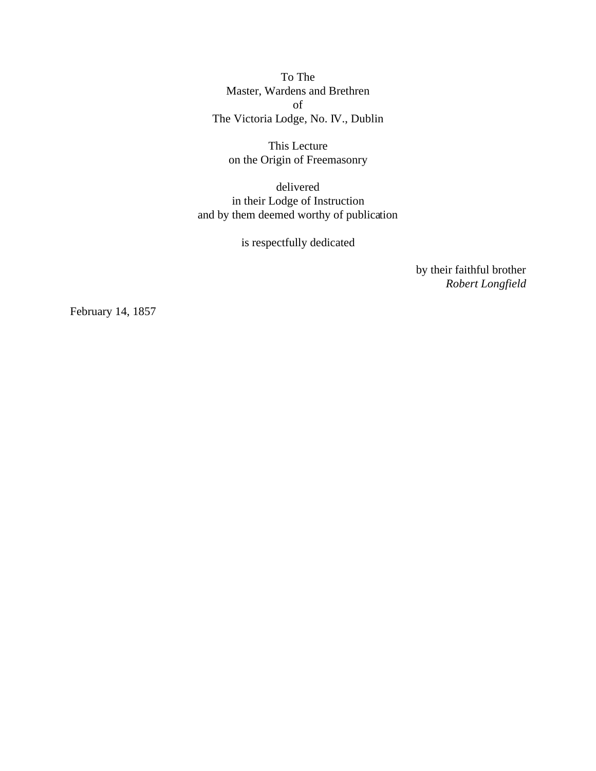To The
Master, Wardens and Brethren
of
The Victoria Lodge, No. IV., Dublin

This Lecture
on the Origin of Freemasonry

delivered
in their Lodge of Instruction
and by them deemed worthy of publication

is respectfully dedicated

by their faithful brother
*Robert Longfield*

February 14, 1857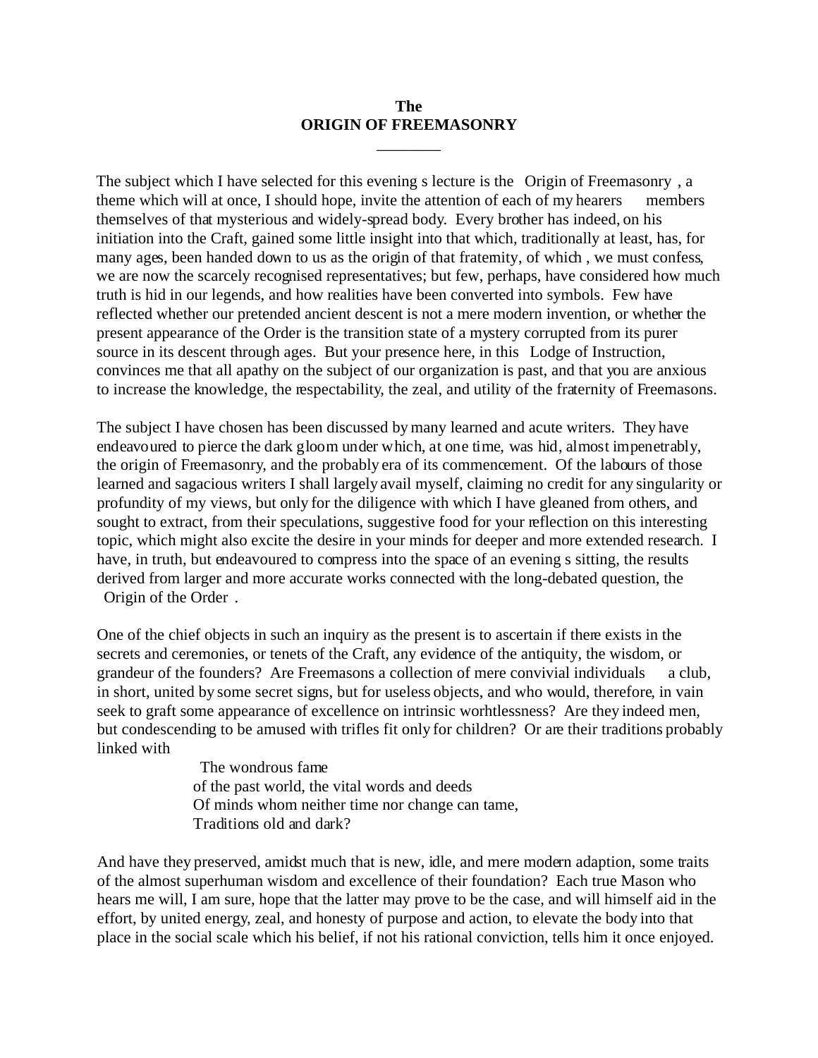# The
# ORIGIN OF FREEMASONRY

The subject which I have selected for this evening s lecture is the Origin of Freemasonry , a theme which will at once, I should hope, invite the attention of each of my hearers members themselves of that mysterious and widely-spread body. Every brother has indeed, on his initiation into the Craft, gained some little insight into that which, traditionally at least, has, for many ages, been handed down to us as the origin of that fratemity, of which , we must confess, we are now the scarcely recognised representatives; but few, perhaps, have considered how much truth is hid in our legends, and how realities have been converted into symbols. Few have reflected whether our pretended ancient descent is not a mere modern invention, or whether the present appearance of the Order is the transition state of a mystery corrupted from its purer source in its descent through ages. But your presence here, in this Lodge of Instruction, convinces me that all apathy on the subject of our organization is past, and that you are anxious to increase the knowledge, the respectability, the zeal, and utility of the fraternity of Freemasons.

The subject I have chosen has been discussed by many learned and acute writers. They have endeavoured to pierce the dark gloom under which, at one time, was hid, almost impenetrably, the origin of Freemasonry, and the probably era of its commencement. Of the labours of those learned and sagacious writers I shall largely avail myself, claiming no credit for any singularity or profundity of my views, but only for the diligence with which I have gleaned from others, and sought to extract, from their speculations, suggestive food for your reflection on this interesting topic, which might also excite the desire in your minds for deeper and more extended research. I have, in truth, but endeavoured to compress into the space of an evening s sitting, the results derived from larger and more accurate works connected with the long-debated question, the Origin of the Order .

One of the chief objects in such an inquiry as the present is to ascertain if there exists in the secrets and ceremonies, or tenets of the Craft, any evidence of the antiquity, the wisdom, or grandeur of the founders? Are Freemasons a collection of mere convivial individuals a club, in short, united by some secret signs, but for useless objects, and who would, therefore, in vain seek to graft some appearance of excellence on intrinsic worhtlessness? Are they indeed men, but condescending to be amused with trifles fit only for children? Or are their traditions probably linked with

> The wondrous fame
> of the past world, the vital words and deeds
> Of minds whom neither time nor change can tame,
> Traditions old and dark?

And have they preserved, amidst much that is new, idle, and mere modern adaption, some traits of the almost superhuman wisdom and excellence of their foundation? Each true Mason who hears me will, I am sure, hope that the latter may prove to be the case, and will himself aid in the effort, by united energy, zeal, and honesty of purpose and action, to elevate the body into that place in the social scale which his belief, if not his rational conviction, tells him it once enjoyed.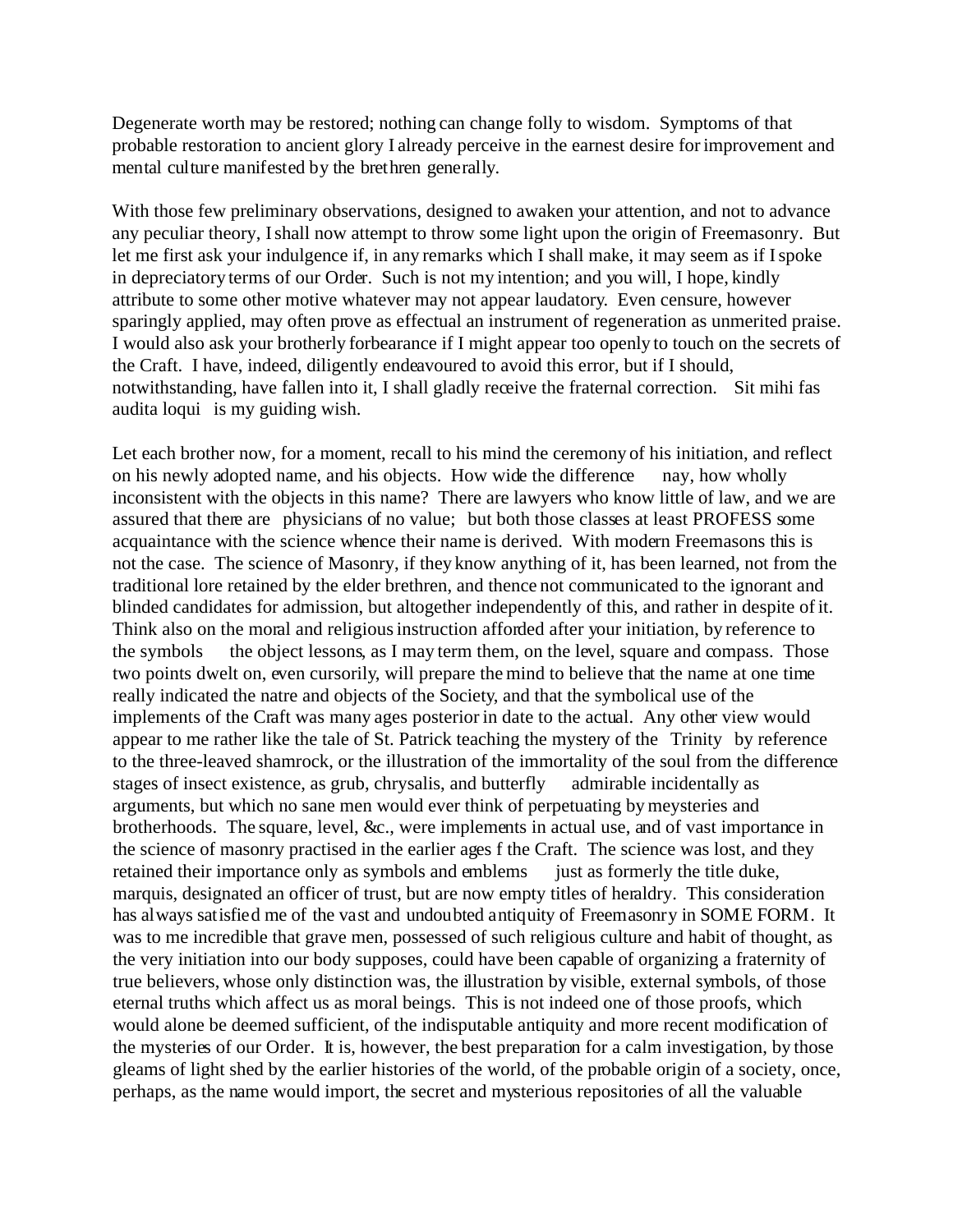Degenerate worth may be restored; nothing can change folly to wisdom. Symptoms of that probable restoration to ancient glory I already perceive in the earnest desire for improvement and mental culture manifested by the brethren generally.

With those few preliminary observations, designed to awaken your attention, and not to advance any peculiar theory, I shall now attempt to throw some light upon the origin of Freemasonry. But let me first ask your indulgence if, in any remarks which I shall make, it may seem as if I spoke in depreciatory terms of our Order. Such is not my intention; and you will, I hope, kindly attribute to some other motive whatever may not appear laudatory. Even censure, however sparingly applied, may often prove as effectual an instrument of regeneration as unmerited praise. I would also ask your brotherly forbearance if I might appear too openly to touch on the secrets of the Craft. I have, indeed, diligently endeavoured to avoid this error, but if I should, notwithstanding, have fallen into it, I shall gladly receive the fraternal correction. Sit mihi fas audita loqui is my guiding wish.

Let each brother now, for a moment, recall to his mind the ceremony of his initiation, and reflect on his newly adopted name, and his objects. How wide the difference nay, how wholly inconsistent with the objects in this name? There are lawyers who know little of law, and we are assured that there are physicians of no value; but both those classes at least PROFESS some acquaintance with the science whence their name is derived. With modern Freemasons this is not the case. The science of Masonry, if they know anything of it, has been learned, not from the traditional lore retained by the elder brethren, and thence not communicated to the ignorant and blinded candidates for admission, but altogether independently of this, and rather in despite of it. Think also on the moral and religious instruction afforded after your initiation, by reference to the symbols the object lessons, as I may term them, on the level, square and compass. Those two points dwelt on, even cursorily, will prepare the mind to believe that the name at one time really indicated the natre and objects of the Society, and that the symbolical use of the implements of the Craft was many ages posterior in date to the actual. Any other view would appear to me rather like the tale of St. Patrick teaching the mystery of the Trinity by reference to the three-leaved shamrock, or the illustration of the immortality of the soul from the difference stages of insect existence, as grub, chrysalis, and butterfly admirable incidentally as arguments, but which no sane men would ever think of perpetuating by meysteries and brotherhoods. The square, level, &c., were implements in actual use, and of vast importance in the science of masonry practised in the earlier ages f the Craft. The science was lost, and they retained their importance only as symbols and emblems just as formerly the title duke, marquis, designated an officer of trust, but are now empty titles of heraldry. This consideration has always satisfied me of the vast and undoubted antiquity of Freemasonry in SOME FORM. It was to me incredible that grave men, possessed of such religious culture and habit of thought, as the very initiation into our body supposes, could have been capable of organizing a fraternity of true believers, whose only distinction was, the illustration by visible, external symbols, of those eternal truths which affect us as moral beings. This is not indeed one of those proofs, which would alone be deemed sufficient, of the indisputable antiquity and more recent modification of the mysteries of our Order. It is, however, the best preparation for a calm investigation, by those gleams of light shed by the earlier histories of the world, of the probable origin of a society, once, perhaps, as the name would import, the secret and mysterious repositories of all the valuable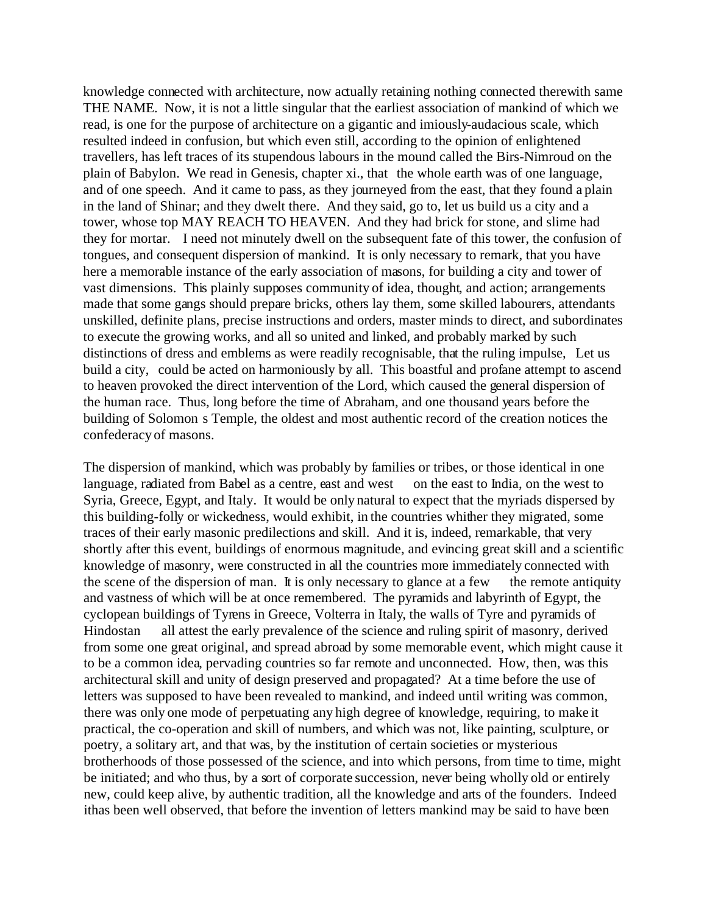knowledge connected with architecture, now actually retaining nothing connected therewith same THE NAME. Now, it is not a little singular that the earliest association of mankind of which we read, is one for the purpose of architecture on a gigantic and imiously-audacious scale, which resulted indeed in confusion, but which even still, according to the opinion of enlightened travellers, has left traces of its stupendous labours in the mound called the Birs-Nimroud on the plain of Babylon. We read in Genesis, chapter xi., that the whole earth was of one language, and of one speech. And it came to pass, as they journeyed from the east, that they found a plain in the land of Shinar; and they dwelt there. And they said, go to, let us build us a city and a tower, whose top MAY REACH TO HEAVEN. And they had brick for stone, and slime had they for mortar. I need not minutely dwell on the subsequent fate of this tower, the confusion of tongues, and consequent dispersion of mankind. It is only necessary to remark, that you have here a memorable instance of the early association of masons, for building a city and tower of vast dimensions. This plainly supposes community of idea, thought, and action; arrangements made that some gangs should prepare bricks, others lay them, some skilled labourers, attendants unskilled, definite plans, precise instructions and orders, master minds to direct, and subordinates to execute the growing works, and all so united and linked, and probably marked by such distinctions of dress and emblems as were readily recognisable, that the ruling impulse, Let us build a city, could be acted on harmoniously by all. This boastful and profane attempt to ascend to heaven provoked the direct intervention of the Lord, which caused the general dispersion of the human race. Thus, long before the time of Abraham, and one thousand years before the building of Solomon s Temple, the oldest and most authentic record of the creation notices the confederacy of masons.

The dispersion of mankind, which was probably by families or tribes, or those identical in one language, radiated from Babel as a centre, east and west on the east to India, on the west to Syria, Greece, Egypt, and Italy. It would be only natural to expect that the myriads dispersed by this building-folly or wickedness, would exhibit, in the countries whither they migrated, some traces of their early masonic predilections and skill. And it is, indeed, remarkable, that very shortly after this event, buildings of enormous magnitude, and evincing great skill and a scientific knowledge of masonry, were constructed in all the countries more immediately connected with the scene of the dispersion of man. It is only necessary to glance at a few the remote antiquity and vastness of which will be at once remembered. The pyramids and labyrinth of Egypt, the cyclopean buildings of Tyrens in Greece, Volterra in Italy, the walls of Tyre and pyramids of Hindostan all attest the early prevalence of the science and ruling spirit of masonry, derived from some one great original, and spread abroad by some memorable event, which might cause it to be a common idea, pervading countries so far remote and unconnected. How, then, was this architectural skill and unity of design preserved and propagated? At a time before the use of letters was supposed to have been revealed to mankind, and indeed until writing was common, there was only one mode of perpetuating any high degree of knowledge, requiring, to make it practical, the co-operation and skill of numbers, and which was not, like painting, sculpture, or poetry, a solitary art, and that was, by the institution of certain societies or mysterious brotherhoods of those possessed of the science, and into which persons, from time to time, might be initiated; and who thus, by a sort of corporate succession, never being wholly old or entirely new, could keep alive, by authentic tradition, all the knowledge and arts of the founders. Indeed ithas been well observed, that before the invention of letters mankind may be said to have been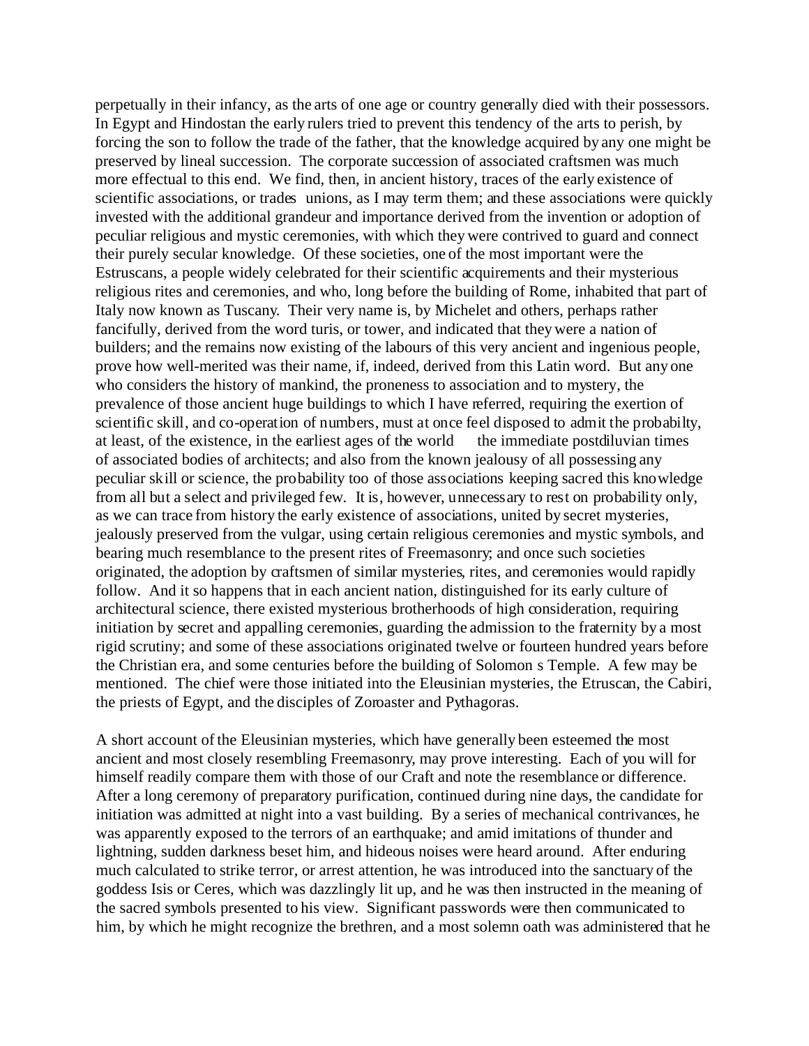perpetually in their infancy, as the arts of one age or country generally died with their possessors. In Egypt and Hindostan the early rulers tried to prevent this tendency of the arts to perish, by forcing the son to follow the trade of the father, that the knowledge acquired by any one might be preserved by lineal succession. The corporate succession of associated craftsmen was much more effectual to this end. We find, then, in ancient history, traces of the early existence of scientific associations, or trades unions, as I may term them; and these associations were quickly invested with the additional grandeur and importance derived from the invention or adoption of peculiar religious and mystic ceremonies, with which they were contrived to guard and connect their purely secular knowledge. Of these societies, one of the most important were the Estruscans, a people widely celebrated for their scientific acquirements and their mysterious religious rites and ceremonies, and who, long before the building of Rome, inhabited that part of Italy now known as Tuscany. Their very name is, by Michelet and others, perhaps rather fancifully, derived from the word turis, or tower, and indicated that they were a nation of builders; and the remains now existing of the labours of this very ancient and ingenious people, prove how well-merited was their name, if, indeed, derived from this Latin word. But any one who considers the history of mankind, the proneness to association and to mystery, the prevalence of those ancient huge buildings to which I have referred, requiring the exertion of scientific skill, and co-operation of numbers, must at once feel disposed to admit the probabilty, at least, of the existence, in the earliest ages of the world the immediate postdiluvian times of associated bodies of architects; and also from the known jealousy of all possessing any peculiar skill or science, the probability too of those associations keeping sacred this knowledge from all but a select and privileged few. It is, however, unnecessary to rest on probability only, as we can trace from history the early existence of associations, united by secret mysteries, jealously preserved from the vulgar, using certain religious ceremonies and mystic symbols, and bearing much resemblance to the present rites of Freemasonry; and once such societies originated, the adoption by craftsmen of similar mysteries, rites, and ceremonies would rapidly follow. And it so happens that in each ancient nation, distinguished for its early culture of architectural science, there existed mysterious brotherhoods of high consideration, requiring initiation by secret and appalling ceremonies, guarding the admission to the fraternity by a most rigid scrutiny; and some of these associations originated twelve or fourteen hundred years before the Christian era, and some centuries before the building of Solomon s Temple. A few may be mentioned. The chief were those initiated into the Eleusinian mysteries, the Etruscan, the Cabiri, the priests of Egypt, and the disciples of Zoroaster and Pythagoras.

A short account of the Eleusinian mysteries, which have generally been esteemed the most ancient and most closely resembling Freemasonry, may prove interesting. Each of you will for himself readily compare them with those of our Craft and note the resemblance or difference. After a long ceremony of preparatory purification, continued during nine days, the candidate for initiation was admitted at night into a vast building. By a series of mechanical contrivances, he was apparently exposed to the terrors of an earthquake; and amid imitations of thunder and lightning, sudden darkness beset him, and hideous noises were heard around. After enduring much calculated to strike terror, or arrest attention, he was introduced into the sanctuary of the goddess Isis or Ceres, which was dazzlingly lit up, and he was then instructed in the meaning of the sacred symbols presented to his view. Significant passwords were then communicated to him, by which he might recognize the brethren, and a most solemn oath was administered that he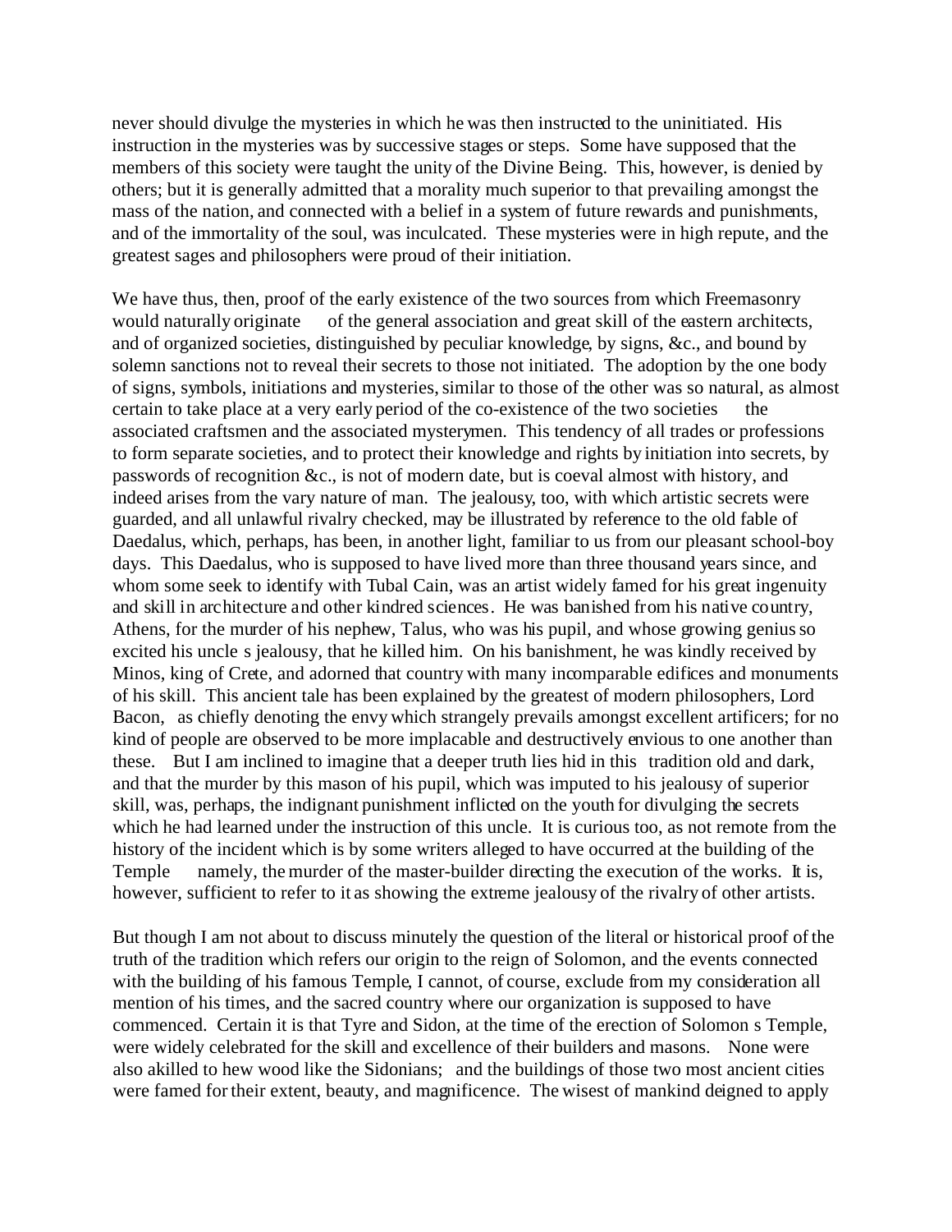never should divulge the mysteries in which he was then instructed to the uninitiated. His instruction in the mysteries was by successive stages or steps. Some have supposed that the members of this society were taught the unity of the Divine Being. This, however, is denied by others; but it is generally admitted that a morality much superior to that prevailing amongst the mass of the nation, and connected with a belief in a system of future rewards and punishments, and of the immortality of the soul, was inculcated. These mysteries were in high repute, and the greatest sages and philosophers were proud of their initiation.

We have thus, then, proof of the early existence of the two sources from which Freemasonry would naturally originate   of the general association and great skill of the eastern architects, and of organized societies, distinguished by peculiar knowledge, by signs, &c., and bound by solemn sanctions not to reveal their secrets to those not initiated. The adoption by the one body of signs, symbols, initiations and mysteries, similar to those of the other was so natural, as almost certain to take place at a very early period of the co-existence of the two societies   the associated craftsmen and the associated mysterymen. This tendency of all trades or professions to form separate societies, and to protect their knowledge and rights by initiation into secrets, by passwords of recognition &c., is not of modern date, but is coeval almost with history, and indeed arises from the vary nature of man. The jealousy, too, with which artistic secrets were guarded, and all unlawful rivalry checked, may be illustrated by reference to the old fable of Daedalus, which, perhaps, has been, in another light, familiar to us from our pleasant school-boy days. This Daedalus, who is supposed to have lived more than three thousand years since, and whom some seek to identify with Tubal Cain, was an artist widely famed for his great ingenuity and skill in architecture and other kindred sciences. He was banished from his native country, Athens, for the murder of his nephew, Talus, who was his pupil, and whose growing genius so excited his uncle s jealousy, that he killed him. On his banishment, he was kindly received by Minos, king of Crete, and adorned that country with many incomparable edifices and monuments of his skill. This ancient tale has been explained by the greatest of modern philosophers, Lord Bacon,  as chiefly denoting the envy which strangely prevails amongst excellent artificers; for no kind of people are observed to be more implacable and destructively envious to one another than these.  But I am inclined to imagine that a deeper truth lies hid in this  tradition old and dark, and that the murder by this mason of his pupil, which was imputed to his jealousy of superior skill, was, perhaps, the indignant punishment inflicted on the youth for divulging the secrets which he had learned under the instruction of this uncle. It is curious too, as not remote from the history of the incident which is by some writers alleged to have occurred at the building of the Temple   namely, the murder of the master-builder directing the execution of the works. It is, however, sufficient to refer to it as showing the extreme jealousy of the rivalry of other artists.

But though I am not about to discuss minutely the question of the literal or historical proof of the truth of the tradition which refers our origin to the reign of Solomon, and the events connected with the building of his famous Temple, I cannot, of course, exclude from my consideration all mention of his times, and the sacred country where our organization is supposed to have commenced. Certain it is that Tyre and Sidon, at the time of the erection of Solomon s Temple, were widely celebrated for the skill and excellence of their builders and masons.  None were also akilled to hew wood like the Sidonians;  and the buildings of those two most ancient cities were famed for their extent, beauty, and magnificence. The wisest of mankind deigned to apply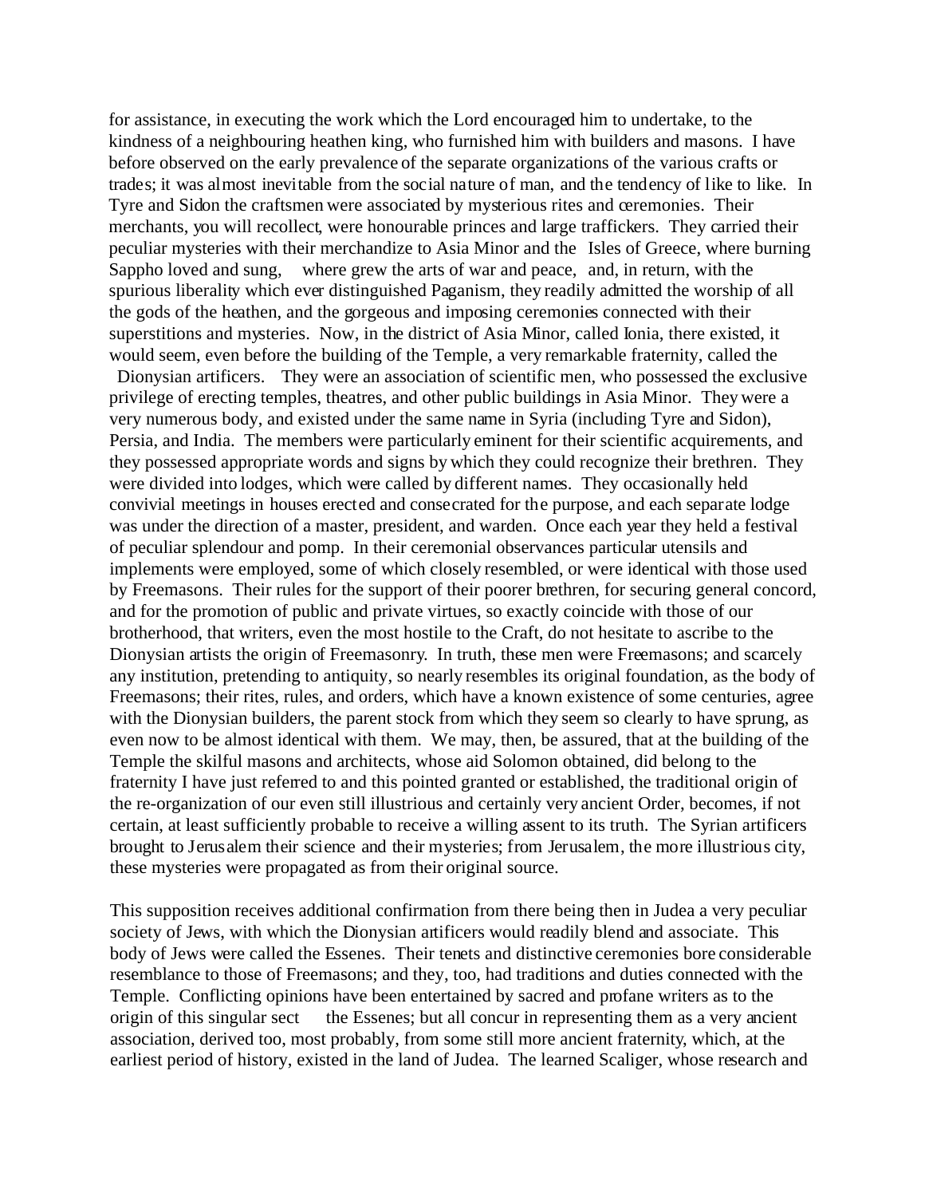for assistance, in executing the work which the Lord encouraged him to undertake, to the kindness of a neighbouring heathen king, who furnished him with builders and masons. I have before observed on the early prevalence of the separate organizations of the various crafts or trades; it was almost inevitable from the social nature of man, and the tendency of like to like. In Tyre and Sidon the craftsmen were associated by mysterious rites and ceremonies. Their merchants, you will recollect, were honourable princes and large traffickers. They carried their peculiar mysteries with their merchandize to Asia Minor and the Isles of Greece, where burning Sappho loved and sung, where grew the arts of war and peace, and, in return, with the spurious liberality which ever distinguished Paganism, they readily admitted the worship of all the gods of the heathen, and the gorgeous and imposing ceremonies connected with their superstitions and mysteries. Now, in the district of Asia Minor, called Ionia, there existed, it would seem, even before the building of the Temple, a very remarkable fraternity, called the Dionysian artificers. They were an association of scientific men, who possessed the exclusive privilege of erecting temples, theatres, and other public buildings in Asia Minor. They were a very numerous body, and existed under the same name in Syria (including Tyre and Sidon), Persia, and India. The members were particularly eminent for their scientific acquirements, and they possessed appropriate words and signs by which they could recognize their brethren. They were divided into lodges, which were called by different names. They occasionally held convivial meetings in houses erected and consecrated for the purpose, and each separate lodge was under the direction of a master, president, and warden. Once each year they held a festival of peculiar splendour and pomp. In their ceremonial observances particular utensils and implements were employed, some of which closely resembled, or were identical with those used by Freemasons. Their rules for the support of their poorer brethren, for securing general concord, and for the promotion of public and private virtues, so exactly coincide with those of our brotherhood, that writers, even the most hostile to the Craft, do not hesitate to ascribe to the Dionysian artists the origin of Freemasonry. In truth, these men were Freemasons; and scarcely any institution, pretending to antiquity, so nearly resembles its original foundation, as the body of Freemasons; their rites, rules, and orders, which have a known existence of some centuries, agree with the Dionysian builders, the parent stock from which they seem so clearly to have sprung, as even now to be almost identical with them. We may, then, be assured, that at the building of the Temple the skilful masons and architects, whose aid Solomon obtained, did belong to the fraternity I have just referred to and this pointed granted or established, the traditional origin of the re-organization of our even still illustrious and certainly very ancient Order, becomes, if not certain, at least sufficiently probable to receive a willing assent to its truth. The Syrian artificers brought to Jerusalem their science and their mysteries; from Jerusalem, the more illustrious city, these mysteries were propagated as from their original source.

This supposition receives additional confirmation from there being then in Judea a very peculiar society of Jews, with which the Dionysian artificers would readily blend and associate. This body of Jews were called the Essenes. Their tenets and distinctive ceremonies bore considerable resemblance to those of Freemasons; and they, too, had traditions and duties connected with the Temple. Conflicting opinions have been entertained by sacred and profane writers as to the origin of this singular sect the Essenes; but all concur in representing them as a very ancient association, derived too, most probably, from some still more ancient fraternity, which, at the earliest period of history, existed in the land of Judea. The learned Scaliger, whose research and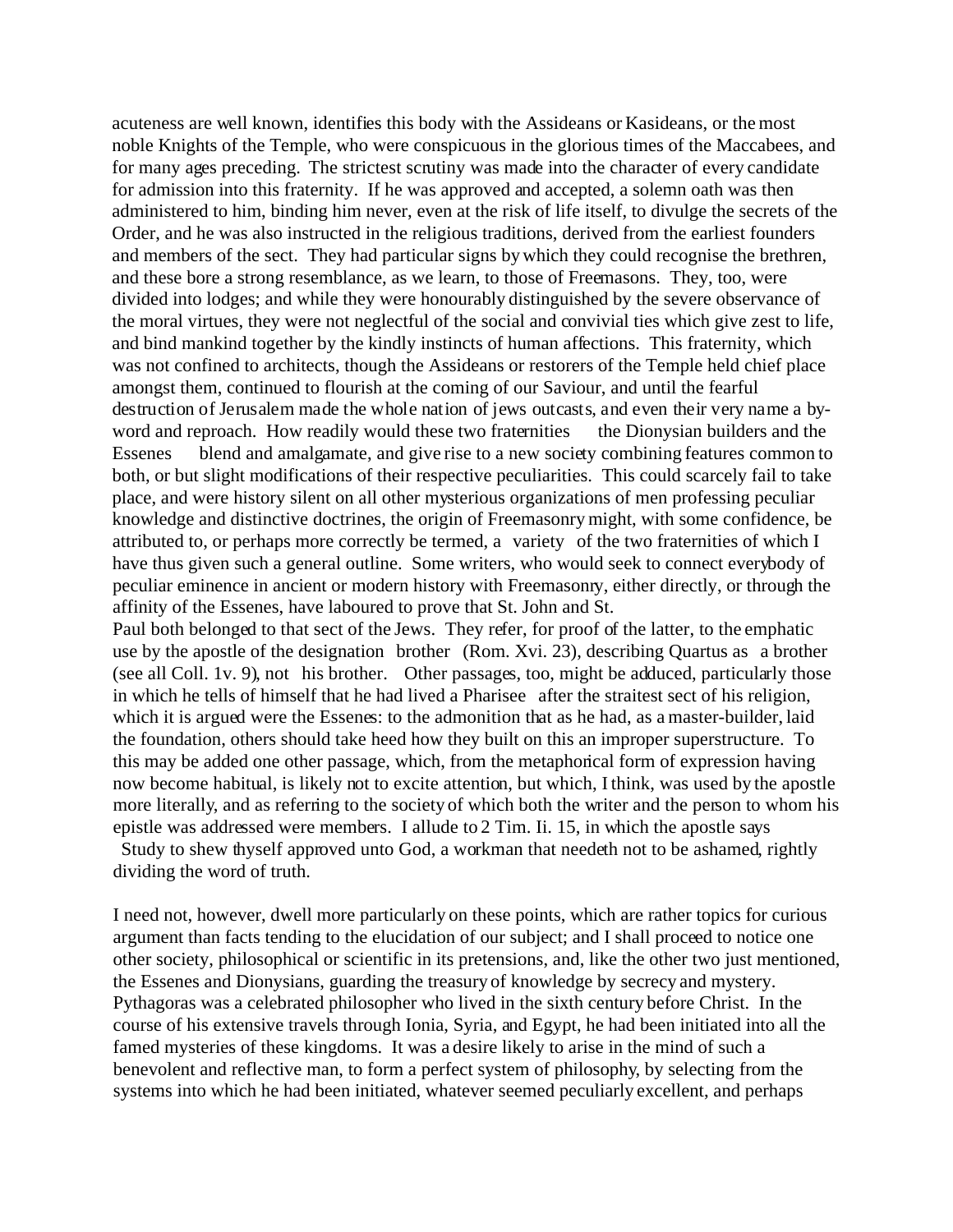acuteness are well known, identifies this body with the Assideans or Kasideans, or the most noble Knights of the Temple, who were conspicuous in the glorious times of the Maccabees, and for many ages preceding. The strictest scrutiny was made into the character of every candidate for admission into this fraternity. If he was approved and accepted, a solemn oath was then administered to him, binding him never, even at the risk of life itself, to divulge the secrets of the Order, and he was also instructed in the religious traditions, derived from the earliest founders and members of the sect. They had particular signs by which they could recognise the brethren, and these bore a strong resemblance, as we learn, to those of Freemasons. They, too, were divided into lodges; and while they were honourably distinguished by the severe observance of the moral virtues, they were not neglectful of the social and convivial ties which give zest to life, and bind mankind together by the kindly instincts of human affections. This fraternity, which was not confined to architects, though the Assideans or restorers of the Temple held chief place amongst them, continued to flourish at the coming of our Saviour, and until the fearful destruction of Jerusalem made the whole nation of jews outcasts, and even their very name a by-word and reproach. How readily would these two fraternities the Dionysian builders and the Essenes blend and amalgamate, and give rise to a new society combining features common to both, or but slight modifications of their respective peculiarities. This could scarcely fail to take place, and were history silent on all other mysterious organizations of men professing peculiar knowledge and distinctive doctrines, the origin of Freemasonry might, with some confidence, be attributed to, or perhaps more correctly be termed, a variety of the two fraternities of which I have thus given such a general outline. Some writers, who would seek to connect everybody of peculiar eminence in ancient or modern history with Freemasonry, either directly, or through the affinity of the Essenes, have laboured to prove that St. John and St. Paul both belonged to that sect of the Jews. They refer, for proof of the latter, to the emphatic use by the apostle of the designation brother (Rom. Xvi. 23), describing Quartus as a brother (see all Coll. 1v. 9), not his brother. Other passages, too, might be adduced, particularly those in which he tells of himself that he had lived a Pharisee after the straitest sect of his religion, which it is argued were the Essenes: to the admonition that as he had, as a master-builder, laid the foundation, others should take heed how they built on this an improper superstructure. To this may be added one other passage, which, from the metaphorical form of expression having now become habitual, is likely not to excite attention, but which, I think, was used by the apostle more literally, and as referring to the society of which both the writer and the person to whom his epistle was addressed were members. I allude to 2 Tim. Ii. 15, in which the apostle says Study to shew thyself approved unto God, a workman that needeth not to be ashamed, rightly dividing the word of truth.

I need not, however, dwell more particularly on these points, which are rather topics for curious argument than facts tending to the elucidation of our subject; and I shall proceed to notice one other society, philosophical or scientific in its pretensions, and, like the other two just mentioned, the Essenes and Dionysians, guarding the treasury of knowledge by secrecy and mystery. Pythagoras was a celebrated philosopher who lived in the sixth century before Christ. In the course of his extensive travels through Ionia, Syria, and Egypt, he had been initiated into all the famed mysteries of these kingdoms. It was a desire likely to arise in the mind of such a benevolent and reflective man, to form a perfect system of philosophy, by selecting from the systems into which he had been initiated, whatever seemed peculiarly excellent, and perhaps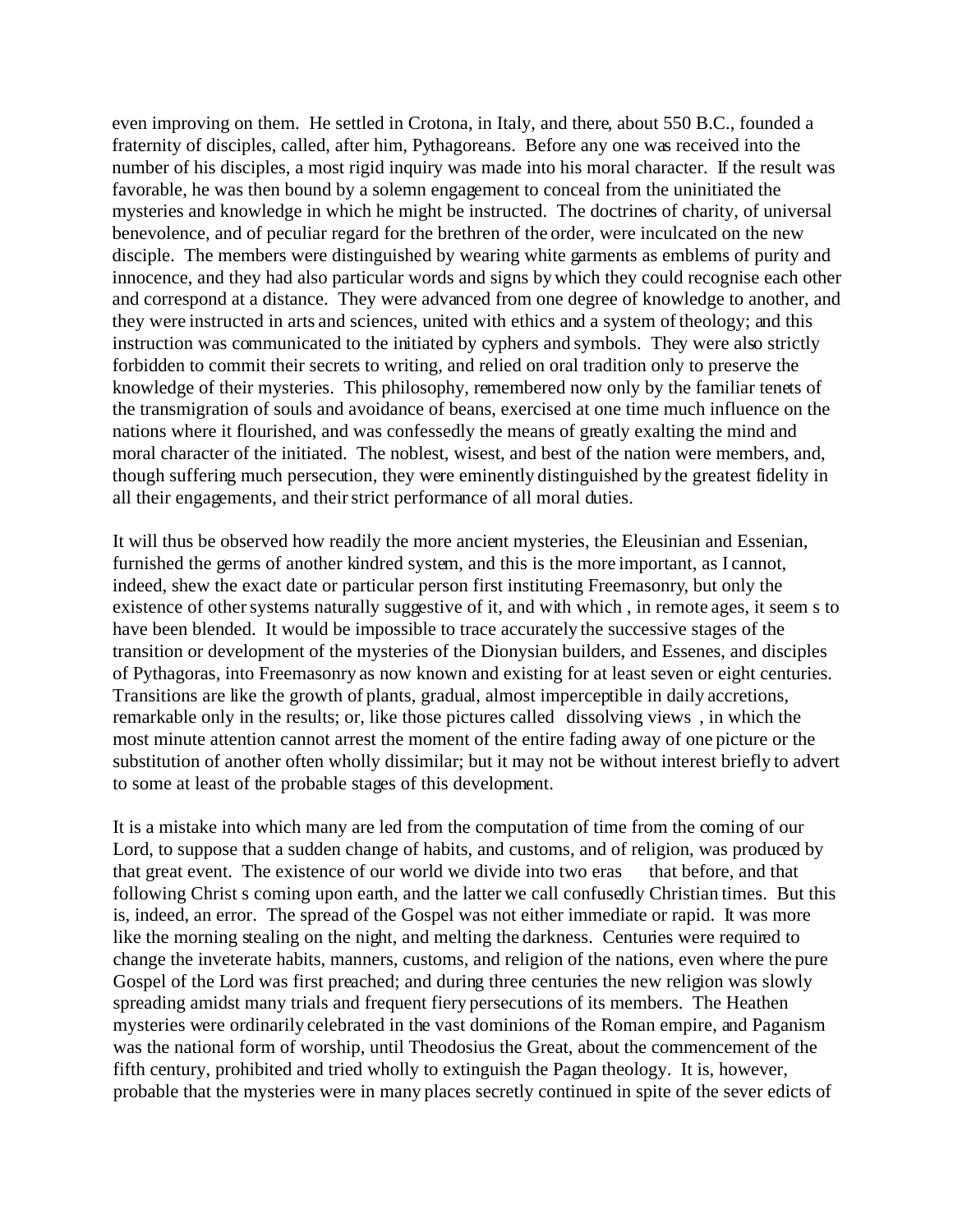even improving on them. He settled in Crotona, in Italy, and there, about 550 B.C., founded a fraternity of disciples, called, after him, Pythagoreans. Before any one was received into the number of his disciples, a most rigid inquiry was made into his moral character. If the result was favorable, he was then bound by a solemn engagement to conceal from the uninitiated the mysteries and knowledge in which he might be instructed. The doctrines of charity, of universal benevolence, and of peculiar regard for the brethren of the order, were inculcated on the new disciple. The members were distinguished by wearing white garments as emblems of purity and innocence, and they had also particular words and signs by which they could recognise each other and correspond at a distance. They were advanced from one degree of knowledge to another, and they were instructed in arts and sciences, united with ethics and a system of theology; and this instruction was communicated to the initiated by cyphers and symbols. They were also strictly forbidden to commit their secrets to writing, and relied on oral tradition only to preserve the knowledge of their mysteries. This philosophy, remembered now only by the familiar tenets of the transmigration of souls and avoidance of beans, exercised at one time much influence on the nations where it flourished, and was confessedly the means of greatly exalting the mind and moral character of the initiated. The noblest, wisest, and best of the nation were members, and, though suffering much persecution, they were eminently distinguished by the greatest fidelity in all their engagements, and their strict performance of all moral duties.

It will thus be observed how readily the more ancient mysteries, the Eleusinian and Essenian, furnished the germs of another kindred system, and this is the more important, as I cannot, indeed, shew the exact date or particular person first instituting Freemasonry, but only the existence of other systems naturally suggestive of it, and with which , in remote ages, it seem s to have been blended. It would be impossible to trace accurately the successive stages of the transition or development of the mysteries of the Dionysian builders, and Essenes, and disciples of Pythagoras, into Freemasonry as now known and existing for at least seven or eight centuries. Transitions are like the growth of plants, gradual, almost imperceptible in daily accretions, remarkable only in the results; or, like those pictures called dissolving views , in which the most minute attention cannot arrest the moment of the entire fading away of one picture or the substitution of another often wholly dissimilar; but it may not be without interest briefly to advert to some at least of the probable stages of this development.

It is a mistake into which many are led from the computation of time from the coming of our Lord, to suppose that a sudden change of habits, and customs, and of religion, was produced by that great event. The existence of our world we divide into two eras that before, and that following Christ s coming upon earth, and the latter we call confusedly Christian times. But this is, indeed, an error. The spread of the Gospel was not either immediate or rapid. It was more like the morning stealing on the night, and melting the darkness. Centuries were required to change the inveterate habits, manners, customs, and religion of the nations, even where the pure Gospel of the Lord was first preached; and during three centuries the new religion was slowly spreading amidst many trials and frequent fiery persecutions of its members. The Heathen mysteries were ordinarily celebrated in the vast dominions of the Roman empire, and Paganism was the national form of worship, until Theodosius the Great, about the commencement of the fifth century, prohibited and tried wholly to extinguish the Pagan theology. It is, however, probable that the mysteries were in many places secretly continued in spite of the sever edicts of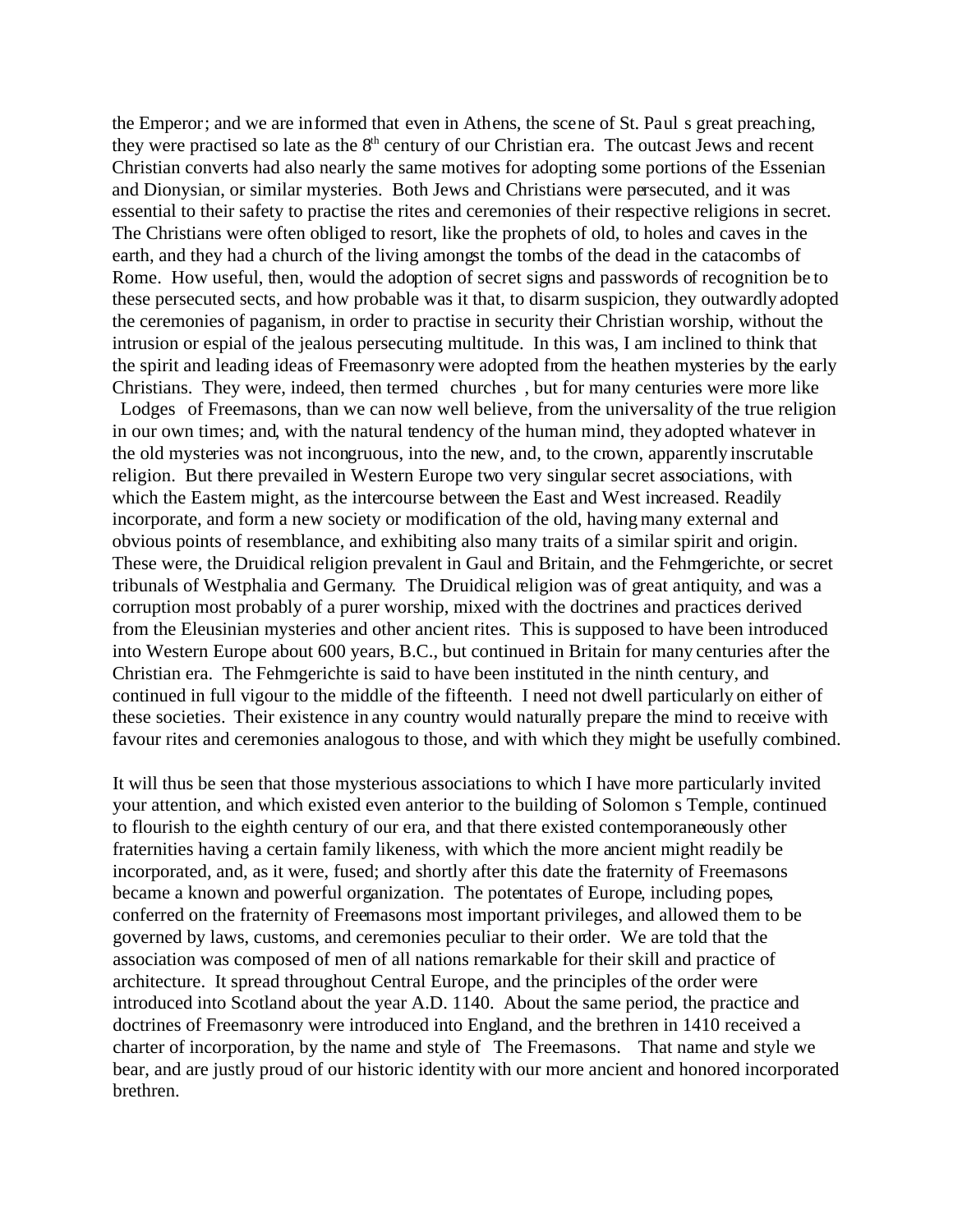the Emperor; and we are informed that even in Athens, the scene of St. Paul s great preaching, they were practised so late as the 8th century of our Christian era. The outcast Jews and recent Christian converts had also nearly the same motives for adopting some portions of the Essenian and Dionysian, or similar mysteries. Both Jews and Christians were persecuted, and it was essential to their safety to practise the rites and ceremonies of their respective religions in secret. The Christians were often obliged to resort, like the prophets of old, to holes and caves in the earth, and they had a church of the living amongst the tombs of the dead in the catacombs of Rome. How useful, then, would the adoption of secret signs and passwords of recognition be to these persecuted sects, and how probable was it that, to disarm suspicion, they outwardly adopted the ceremonies of paganism, in order to practise in security their Christian worship, without the intrusion or espial of the jealous persecuting multitude. In this was, I am inclined to think that the spirit and leading ideas of Freemasonry were adopted from the heathen mysteries by the early Christians. They were, indeed, then termed churches , but for many centuries were more like Lodges of Freemasons, than we can now well believe, from the universality of the true religion in our own times; and, with the natural tendency of the human mind, they adopted whatever in the old mysteries was not incongruous, into the new, and, to the crown, apparently inscrutable religion. But there prevailed in Western Europe two very singular secret associations, with which the Eastern might, as the intercourse between the East and West increased. Readily incorporate, and form a new society or modification of the old, having many external and obvious points of resemblance, and exhibiting also many traits of a similar spirit and origin. These were, the Druidical religion prevalent in Gaul and Britain, and the Fehmgerichte, or secret tribunals of Westphalia and Germany. The Druidical religion was of great antiquity, and was a corruption most probably of a purer worship, mixed with the doctrines and practices derived from the Eleusinian mysteries and other ancient rites. This is supposed to have been introduced into Western Europe about 600 years, B.C., but continued in Britain for many centuries after the Christian era. The Fehmgerichte is said to have been instituted in the ninth century, and continued in full vigour to the middle of the fifteenth. I need not dwell particularly on either of these societies. Their existence in any country would naturally prepare the mind to receive with favour rites and ceremonies analogous to those, and with which they might be usefully combined.

It will thus be seen that those mysterious associations to which I have more particularly invited your attention, and which existed even anterior to the building of Solomon s Temple, continued to flourish to the eighth century of our era, and that there existed contemporaneously other fraternities having a certain family likeness, with which the more ancient might readily be incorporated, and, as it were, fused; and shortly after this date the fraternity of Freemasons became a known and powerful organization. The potentates of Europe, including popes, conferred on the fraternity of Freemasons most important privileges, and allowed them to be governed by laws, customs, and ceremonies peculiar to their order. We are told that the association was composed of men of all nations remarkable for their skill and practice of architecture. It spread throughout Central Europe, and the principles of the order were introduced into Scotland about the year A.D. 1140. About the same period, the practice and doctrines of Freemasonry were introduced into England, and the brethren in 1410 received a charter of incorporation, by the name and style of The Freemasons. That name and style we bear, and are justly proud of our historic identity with our more ancient and honored incorporated brethren.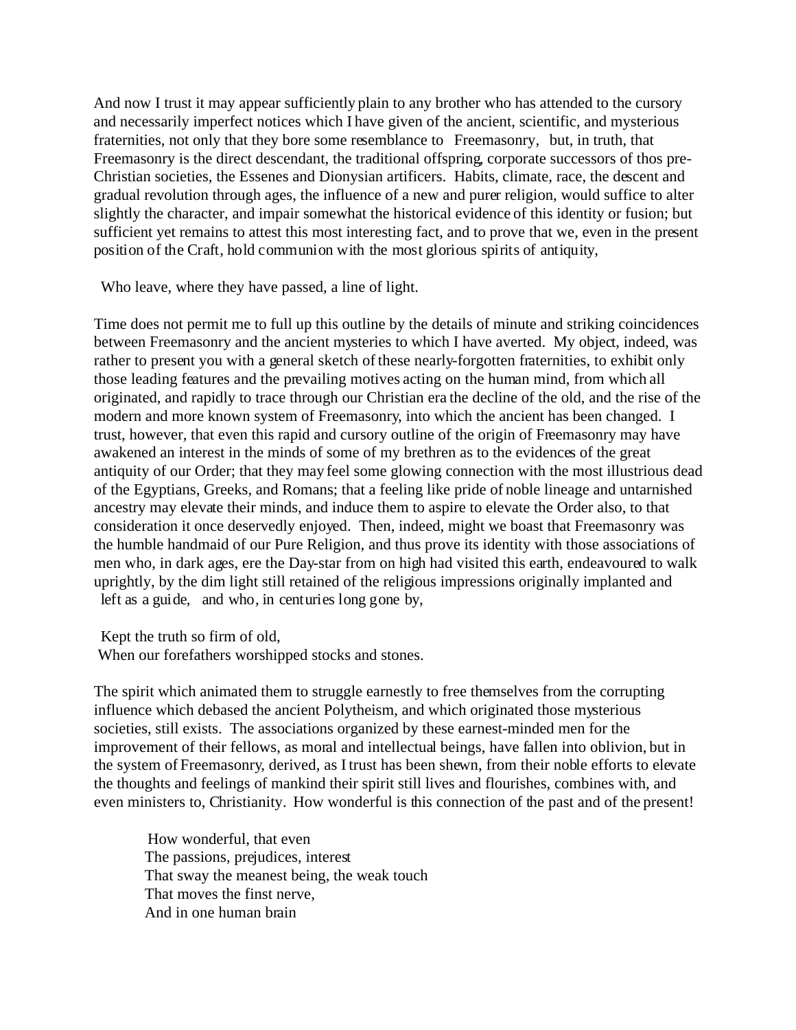And now I trust it may appear sufficiently plain to any brother who has attended to the cursory and necessarily imperfect notices which I have given of the ancient, scientific, and mysterious fraternities, not only that they bore some resemblance to Freemasonry, but, in truth, that Freemasonry is the direct descendant, the traditional offspring, corporate successors of thos pre-Christian societies, the Essenes and Dionysian artificers. Habits, climate, race, the descent and gradual revolution through ages, the influence of a new and purer religion, would suffice to alter slightly the character, and impair somewhat the historical evidence of this identity or fusion; but sufficient yet remains to attest this most interesting fact, and to prove that we, even in the present position of the Craft, hold communion with the most glorious spirits of antiquity,

Who leave, where they have passed, a line of light.

Time does not permit me to full up this outline by the details of minute and striking coincidences between Freemasonry and the ancient mysteries to which I have averted. My object, indeed, was rather to present you with a general sketch of these nearly-forgotten fraternities, to exhibit only those leading features and the prevailing motives acting on the human mind, from which all originated, and rapidly to trace through our Christian era the decline of the old, and the rise of the modern and more known system of Freemasonry, into which the ancient has been changed. I trust, however, that even this rapid and cursory outline of the origin of Freemasonry may have awakened an interest in the minds of some of my brethren as to the evidences of the great antiquity of our Order; that they may feel some glowing connection with the most illustrious dead of the Egyptians, Greeks, and Romans; that a feeling like pride of noble lineage and untarnished ancestry may elevate their minds, and induce them to aspire to elevate the Order also, to that consideration it once deservedly enjoyed. Then, indeed, might we boast that Freemasonry was the humble handmaid of our Pure Religion, and thus prove its identity with those associations of men who, in dark ages, ere the Day-star from on high had visited this earth, endeavoured to walk uprightly, by the dim light still retained of the religious impressions originally implanted and left as a guide, and who, in centuries long gone by,

Kept the truth so firm of old,
When our forefathers worshipped stocks and stones.

The spirit which animated them to struggle earnestly to free themselves from the corrupting influence which debased the ancient Polytheism, and which originated those mysterious societies, still exists. The associations organized by these earnest-minded men for the improvement of their fellows, as moral and intellectual beings, have fallen into oblivion, but in the system of Freemasonry, derived, as I trust has been shewn, from their noble efforts to elevate the thoughts and feelings of mankind their spirit still lives and flourishes, combines with, and even ministers to, Christianity. How wonderful is this connection of the past and of the present!

How wonderful, that even
The passions, prejudices, interest
That sway the meanest being, the weak touch
That moves the finst nerve,
And in one human brain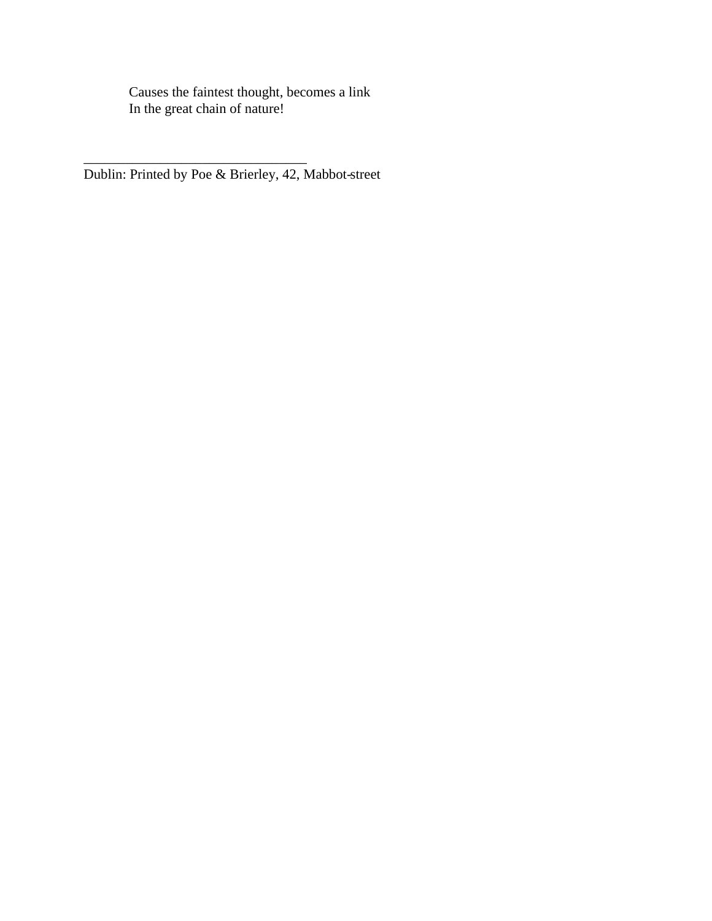Causes the faintest thought, becomes a link
In the great chain of nature!

---

Dublin: Printed by Poe & Brierley, 42, Mabbot-street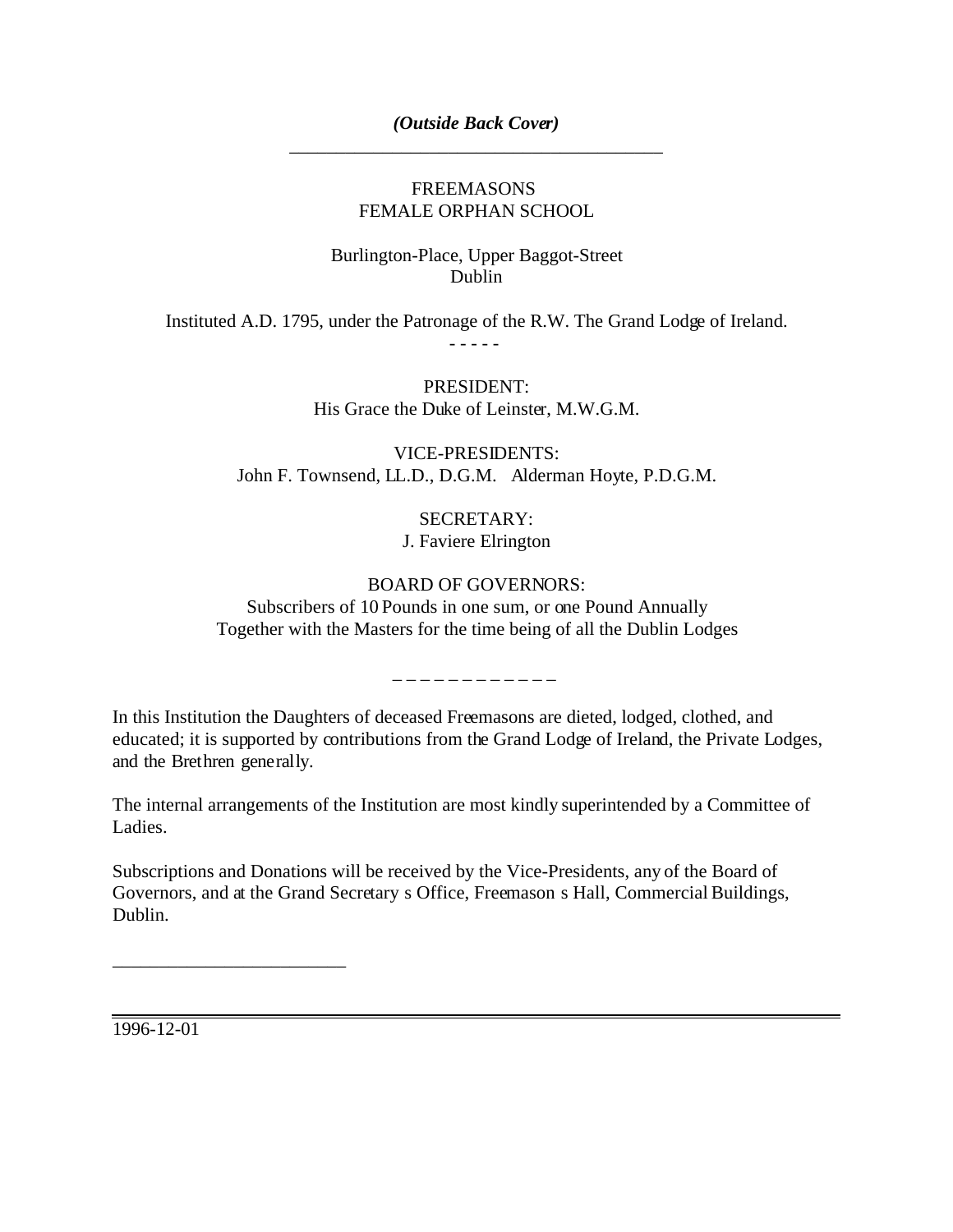*(Outside Back Cover)*

---

FREEMASONS
FEMALE ORPHAN SCHOOL

Burlington-Place, Upper Baggot-Street
Dublin

Instituted A.D. 1795, under the Patronage of the R.W. The Grand Lodge of Ireland.

- - - - -

PRESIDENT:
His Grace the Duke of Leinster, M.W.G.M.

VICE-PRESIDENTS:
John F. Townsend, LL.D., D.G.M. Alderman Hoyte, P.D.G.M.

SECRETARY:
J. Faviere Elrington

BOARD OF GOVERNORS:
Subscribers of 10 Pounds in one sum, or one Pound Annually
Together with the Masters for the time being of all the Dublin Lodges

_ _ _ _ _ _ _ _ _ _ _ _

In this Institution the Daughters of deceased Freemasons are dieted, lodged, clothed, and educated; it is supported by contributions from the Grand Lodge of Ireland, the Private Lodges, and the Brethren generally.

The internal arrangements of the Institution are most kindly superintended by a Committee of Ladies.

Subscriptions and Donations will be received by the Vice-Presidents, any of the Board of Governors, and at the Grand Secretary s Office, Freemason s Hall, Commercial Buildings, Dublin.

---

1996-12-01